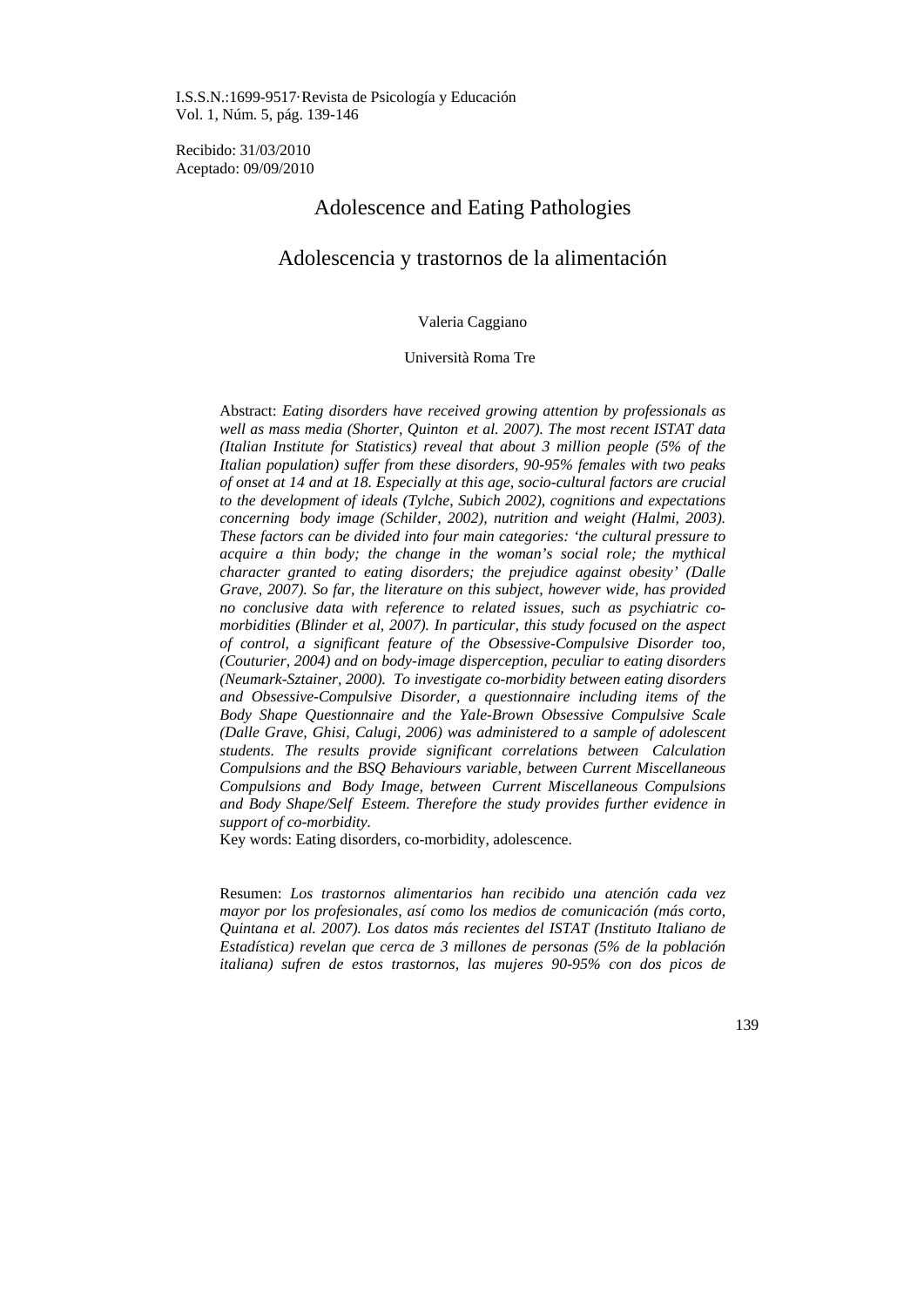I.S.S.N.:1699-9517·Revista de Psicología y Educación
Vol. 1, Núm. 5, pág. 139-146

Recibido: 31/03/2010
Aceptado: 09/09/2010

# Adolescence and Eating Pathologies

# Adolescencia y trastornos de la alimentación

Valeria Caggiano

Università Roma Tre

Abstract: *Eating disorders have received growing attention by professionals as well as mass media (Shorter, Quinton et al. 2007). The most recent ISTAT data (Italian Institute for Statistics) reveal that about 3 million people (5% of the Italian population) suffer from these disorders, 90-95% females with two peaks of onset at 14 and at 18. Especially at this age, socio-cultural factors are crucial to the development of ideals (Tylche, Subich 2002), cognitions and expectations concerning body image (Schilder, 2002), nutrition and weight (Halmi, 2003). These factors can be divided into four main categories: 'the cultural pressure to acquire a thin body; the change in the woman's social role; the mythical character granted to eating disorders; the prejudice against obesity' (Dalle Grave, 2007). So far, the literature on this subject, however wide, has provided no conclusive data with reference to related issues, such as psychiatric co-morbidities (Blinder et al, 2007). In particular, this study focused on the aspect of control, a significant feature of the Obsessive-Compulsive Disorder too, (Couturier, 2004) and on body-image disperception, peculiar to eating disorders (Neumark-Sztainer, 2000). To investigate co-morbidity between eating disorders and Obsessive-Compulsive Disorder, a questionnaire including items of the Body Shape Questionnaire and the Yale-Brown Obsessive Compulsive Scale (Dalle Grave, Ghisi, Calugi, 2006) was administered to a sample of adolescent students. The results provide significant correlations between Calculation Compulsions and the BSQ Behaviours variable, between Current Miscellaneous Compulsions and Body Image, between Current Miscellaneous Compulsions and Body Shape/Self Esteem. Therefore the study provides further evidence in support of co-morbidity.*

Key words: Eating disorders, co-morbidity, adolescence.

Resumen: *Los trastornos alimentarios han recibido una atención cada vez mayor por los profesionales, así como los medios de comunicación (más corto, Quintana et al. 2007). Los datos más recientes del ISTAT (Instituto Italiano de Estadística) revelan que cerca de 3 millones de personas (5% de la población italiana) sufren de estos trastornos, las mujeres 90-95% con dos picos de*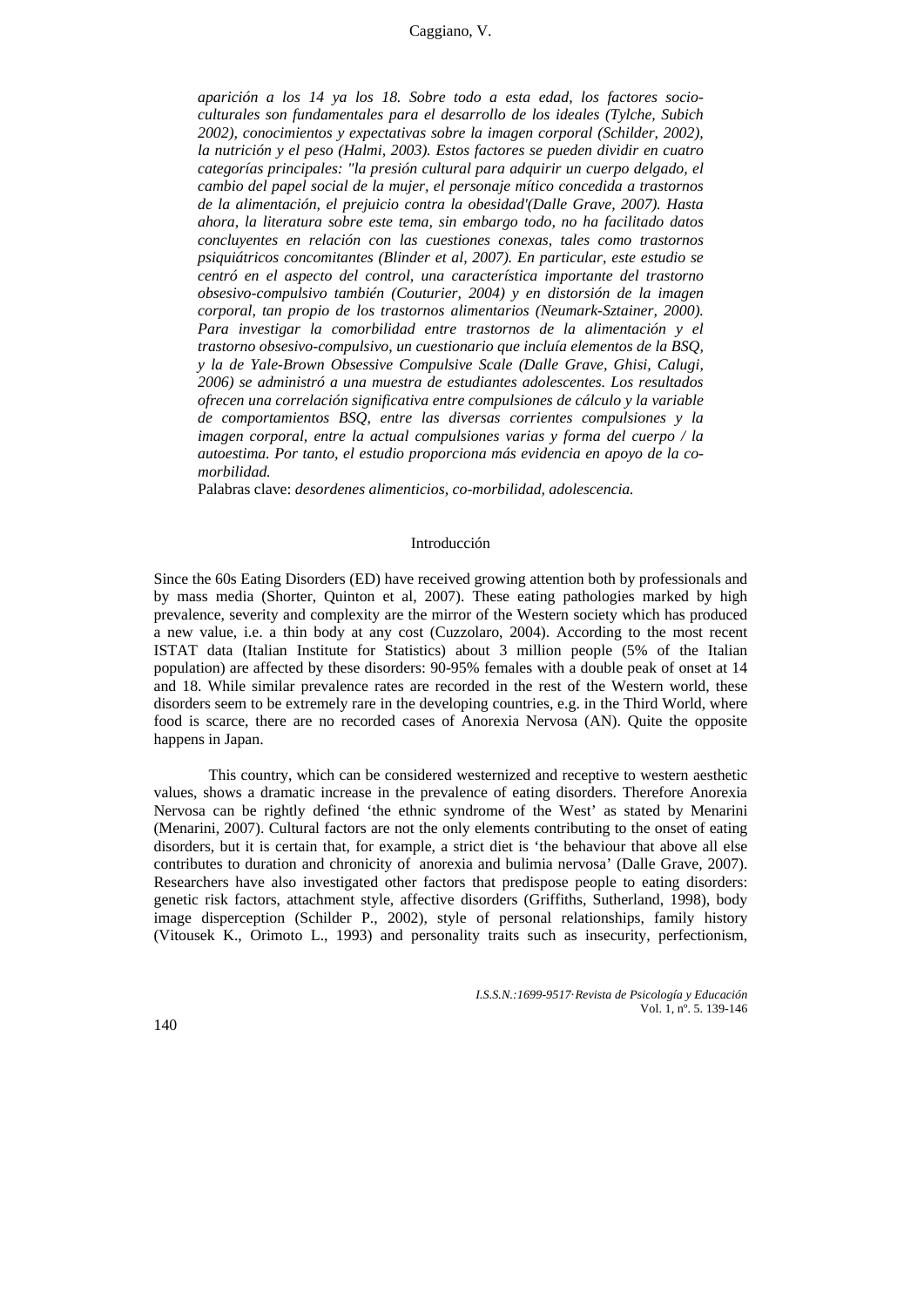*aparición a los 14 ya los 18. Sobre todo a esta edad, los factores socio-culturales son fundamentales para el desarrollo de los ideales (Tylche, Subich 2002), conocimientos y expectativas sobre la imagen corporal (Schilder, 2002), la nutrición y el peso (Halmi, 2003). Estos factores se pueden dividir en cuatro categorías principales: "la presión cultural para adquirir un cuerpo delgado, el cambio del papel social de la mujer, el personaje mítico concedida a trastornos de la alimentación, el prejuicio contra la obesidad'(Dalle Grave, 2007). Hasta ahora, la literatura sobre este tema, sin embargo todo, no ha facilitado datos concluyentes en relación con las cuestiones conexas, tales como trastornos psiquiátricos concomitantes (Blinder et al, 2007). En particular, este estudio se centró en el aspecto del control, una característica importante del trastorno obsesivo-compulsivo también (Couturier, 2004) y en distorsión de la imagen corporal, tan propio de los trastornos alimentarios (Neumark-Sztainer, 2000). Para investigar la comorbilidad entre trastornos de la alimentación y el trastorno obsesivo-compulsivo, un cuestionario que incluía elementos de la BSQ, y la de Yale-Brown Obsessive Compulsive Scale (Dalle Grave, Ghisi, Calugi, 2006) se administró a una muestra de estudiantes adolescentes. Los resultados ofrecen una correlación significativa entre compulsiones de cálculo y la variable de comportamientos BSQ, entre las diversas corrientes compulsiones y la imagen corporal, entre la actual compulsiones varias y forma del cuerpo / la autoestima. Por tanto, el estudio proporciona más evidencia en apoyo de la co-morbilidad.*

Palabras clave: *desordenes alimenticios, co-morbilidad, adolescencia.*

## Introducción

Since the 60s Eating Disorders (ED) have received growing attention both by professionals and by mass media (Shorter, Quinton et al, 2007). These eating pathologies marked by high prevalence, severity and complexity are the mirror of the Western society which has produced a new value, i.e. a thin body at any cost (Cuzzolaro, 2004). According to the most recent ISTAT data (Italian Institute for Statistics) about 3 million people (5% of the Italian population) are affected by these disorders: 90-95% females with a double peak of onset at 14 and 18. While similar prevalence rates are recorded in the rest of the Western world, these disorders seem to be extremely rare in the developing countries, e.g. in the Third World, where food is scarce, there are no recorded cases of Anorexia Nervosa (AN). Quite the opposite happens in Japan.

This country, which can be considered westernized and receptive to western aesthetic values, shows a dramatic increase in the prevalence of eating disorders. Therefore Anorexia Nervosa can be rightly defined 'the ethnic syndrome of the West' as stated by Menarini (Menarini, 2007). Cultural factors are not the only elements contributing to the onset of eating disorders, but it is certain that, for example, a strict diet is 'the behaviour that above all else contributes to duration and chronicity of anorexia and bulimia nervosa' (Dalle Grave, 2007). Researchers have also investigated other factors that predispose people to eating disorders: genetic risk factors, attachment style, affective disorders (Griffiths, Sutherland, 1998), body image disperception (Schilder P., 2002), style of personal relationships, family history (Vitousek K., Orimoto L., 1993) and personality traits such as insecurity, perfectionism,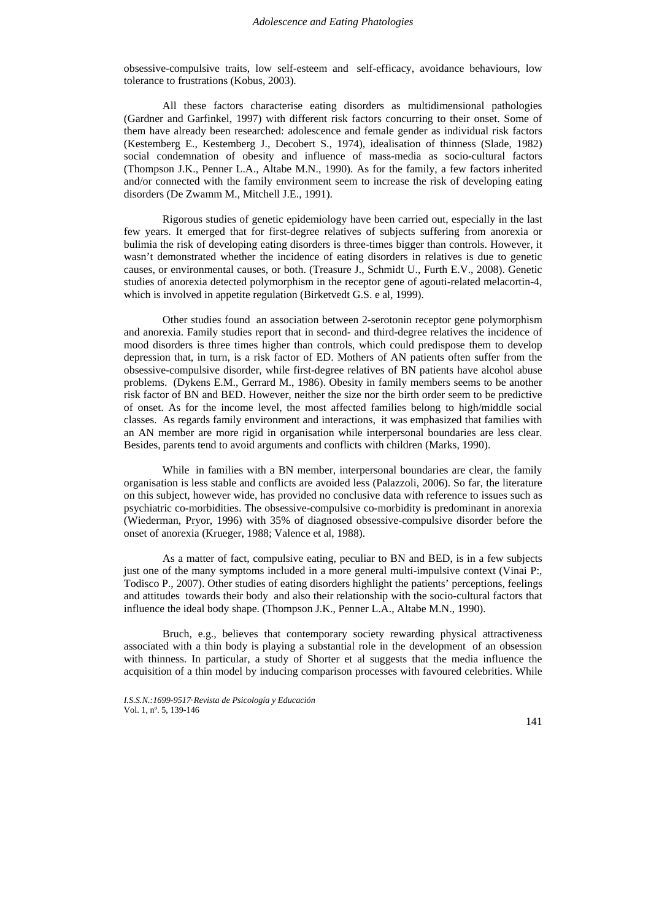obsessive-compulsive traits, low self-esteem and self-efficacy, avoidance behaviours, low tolerance to frustrations (Kobus, 2003).

All these factors characterise eating disorders as multidimensional pathologies (Gardner and Garfinkel, 1997) with different risk factors concurring to their onset. Some of them have already been researched: adolescence and female gender as individual risk factors (Kestemberg E., Kestemberg J., Decobert S., 1974), idealisation of thinness (Slade, 1982) social condemnation of obesity and influence of mass-media as socio-cultural factors (Thompson J.K., Penner L.A., Altabe M.N., 1990). As for the family, a few factors inherited and/or connected with the family environment seem to increase the risk of developing eating disorders (De Zwamm M., Mitchell J.E., 1991).

Rigorous studies of genetic epidemiology have been carried out, especially in the last few years. It emerged that for first-degree relatives of subjects suffering from anorexia or bulimia the risk of developing eating disorders is three-times bigger than controls. However, it wasn't demonstrated whether the incidence of eating disorders in relatives is due to genetic causes, or environmental causes, or both. (Treasure J., Schmidt U., Furth E.V., 2008). Genetic studies of anorexia detected polymorphism in the receptor gene of agouti-related melacortin-4, which is involved in appetite regulation (Birketvedt G.S. e al, 1999).

Other studies found an association between 2-serotonin receptor gene polymorphism and anorexia. Family studies report that in second- and third-degree relatives the incidence of mood disorders is three times higher than controls, which could predispose them to develop depression that, in turn, is a risk factor of ED. Mothers of AN patients often suffer from the obsessive-compulsive disorder, while first-degree relatives of BN patients have alcohol abuse problems. (Dykens E.M., Gerrard M., 1986). Obesity in family members seems to be another risk factor of BN and BED. However, neither the size nor the birth order seem to be predictive of onset. As for the income level, the most affected families belong to high/middle social classes. As regards family environment and interactions, it was emphasized that families with an AN member are more rigid in organisation while interpersonal boundaries are less clear. Besides, parents tend to avoid arguments and conflicts with children (Marks, 1990).

While in families with a BN member, interpersonal boundaries are clear, the family organisation is less stable and conflicts are avoided less (Palazzoli, 2006). So far, the literature on this subject, however wide, has provided no conclusive data with reference to issues such as psychiatric co-morbidities. The obsessive-compulsive co-morbidity is predominant in anorexia (Wiederman, Pryor, 1996) with 35% of diagnosed obsessive-compulsive disorder before the onset of anorexia (Krueger, 1988; Valence et al, 1988).

As a matter of fact, compulsive eating, peculiar to BN and BED, is in a few subjects just one of the many symptoms included in a more general multi-impulsive context (Vinai P:, Todisco P., 2007). Other studies of eating disorders highlight the patients' perceptions, feelings and attitudes towards their body and also their relationship with the socio-cultural factors that influence the ideal body shape. (Thompson J.K., Penner L.A., Altabe M.N., 1990).

Bruch, e.g., believes that contemporary society rewarding physical attractiveness associated with a thin body is playing a substantial role in the development of an obsession with thinness. In particular, a study of Shorter et al suggests that the media influence the acquisition of a thin model by inducing comparison processes with favoured celebrities. While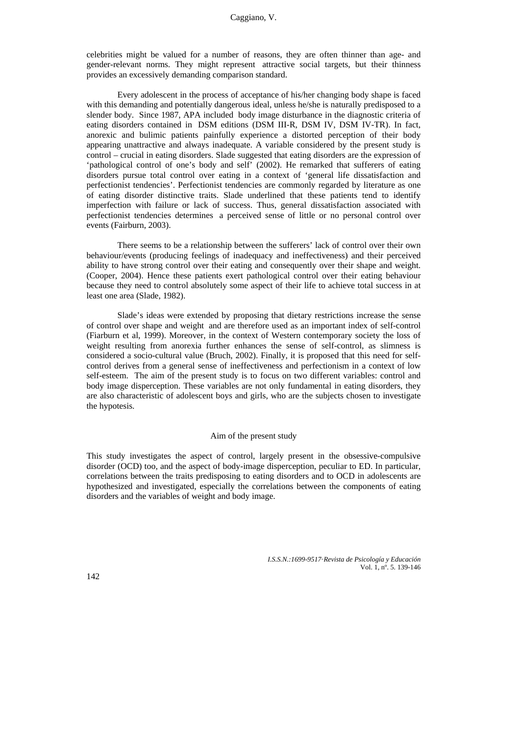celebrities might be valued for a number of reasons, they are often thinner than age- and gender-relevant norms. They might represent attractive social targets, but their thinness provides an excessively demanding comparison standard.

Every adolescent in the process of acceptance of his/her changing body shape is faced with this demanding and potentially dangerous ideal, unless he/she is naturally predisposed to a slender body. Since 1987, APA included body image disturbance in the diagnostic criteria of eating disorders contained in DSM editions (DSM III-R, DSM IV, DSM IV-TR). In fact, anorexic and bulimic patients painfully experience a distorted perception of their body appearing unattractive and always inadequate. A variable considered by the present study is control – crucial in eating disorders. Slade suggested that eating disorders are the expression of 'pathological control of one's body and self' (2002). He remarked that sufferers of eating disorders pursue total control over eating in a context of 'general life dissatisfaction and perfectionist tendencies'. Perfectionist tendencies are commonly regarded by literature as one of eating disorder distinctive traits. Slade underlined that these patients tend to identify imperfection with failure or lack of success. Thus, general dissatisfaction associated with perfectionist tendencies determines a perceived sense of little or no personal control over events (Fairburn, 2003).

There seems to be a relationship between the sufferers' lack of control over their own behaviour/events (producing feelings of inadequacy and ineffectiveness) and their perceived ability to have strong control over their eating and consequently over their shape and weight. (Cooper, 2004). Hence these patients exert pathological control over their eating behaviour because they need to control absolutely some aspect of their life to achieve total success in at least one area (Slade, 1982).

Slade's ideas were extended by proposing that dietary restrictions increase the sense of control over shape and weight and are therefore used as an important index of self-control (Fiarburn et al, 1999). Moreover, in the context of Western contemporary society the loss of weight resulting from anorexia further enhances the sense of self-control, as slimness is considered a socio-cultural value (Bruch, 2002). Finally, it is proposed that this need for self-control derives from a general sense of ineffectiveness and perfectionism in a context of low self-esteem. The aim of the present study is to focus on two different variables: control and body image disperception. These variables are not only fundamental in eating disorders, they are also characteristic of adolescent boys and girls, who are the subjects chosen to investigate the hypotesis.

## Aim of the present study

This study investigates the aspect of control, largely present in the obsessive-compulsive disorder (OCD) too, and the aspect of body-image disperception, peculiar to ED. In particular, correlations between the traits predisposing to eating disorders and to OCD in adolescents are hypothesized and investigated, especially the correlations between the components of eating disorders and the variables of weight and body image.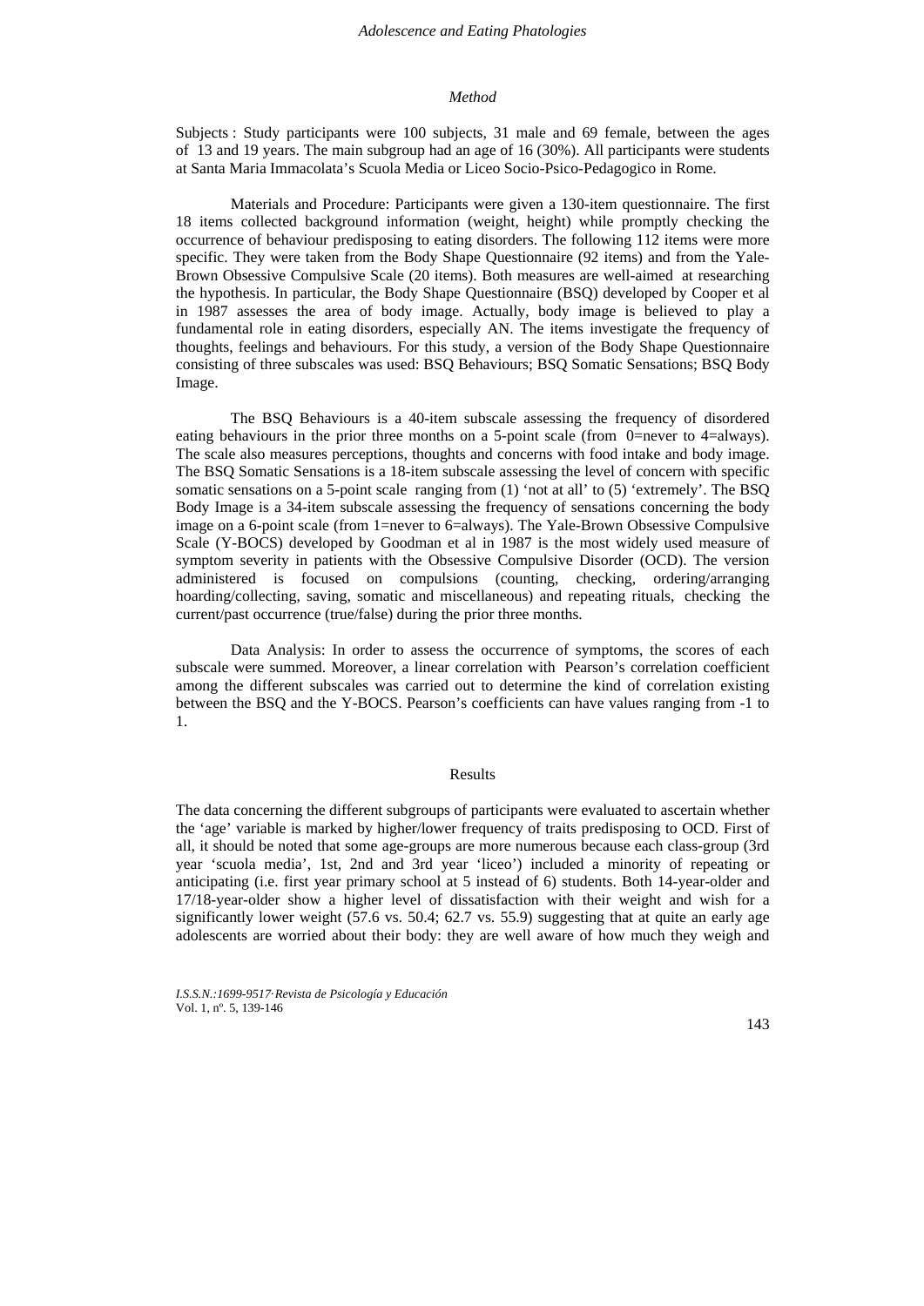## *Method*

Subjects : Study participants were 100 subjects, 31 male and 69 female, between the ages of 13 and 19 years. The main subgroup had an age of 16 (30%). All participants were students at Santa Maria Immacolata's Scuola Media or Liceo Socio-Psico-Pedagogico in Rome.

Materials and Procedure: Participants were given a 130-item questionnaire. The first 18 items collected background information (weight, height) while promptly checking the occurrence of behaviour predisposing to eating disorders. The following 112 items were more specific. They were taken from the Body Shape Questionnaire (92 items) and from the Yale-Brown Obsessive Compulsive Scale (20 items). Both measures are well-aimed at researching the hypothesis. In particular, the Body Shape Questionnaire (BSQ) developed by Cooper et al in 1987 assesses the area of body image. Actually, body image is believed to play a fundamental role in eating disorders, especially AN. The items investigate the frequency of thoughts, feelings and behaviours. For this study, a version of the Body Shape Questionnaire consisting of three subscales was used: BSQ Behaviours; BSQ Somatic Sensations; BSQ Body Image.

The BSQ Behaviours is a 40-item subscale assessing the frequency of disordered eating behaviours in the prior three months on a 5-point scale (from 0=never to 4=always). The scale also measures perceptions, thoughts and concerns with food intake and body image. The BSQ Somatic Sensations is a 18-item subscale assessing the level of concern with specific somatic sensations on a 5-point scale ranging from (1) 'not at all' to (5) 'extremely'. The BSQ Body Image is a 34-item subscale assessing the frequency of sensations concerning the body image on a 6-point scale (from 1=never to 6=always). The Yale-Brown Obsessive Compulsive Scale (Y-BOCS) developed by Goodman et al in 1987 is the most widely used measure of symptom severity in patients with the Obsessive Compulsive Disorder (OCD). The version administered is focused on compulsions (counting, checking, ordering/arranging hoarding/collecting, saving, somatic and miscellaneous) and repeating rituals, checking the current/past occurrence (true/false) during the prior three months.

Data Analysis: In order to assess the occurrence of symptoms, the scores of each subscale were summed. Moreover, a linear correlation with Pearson's correlation coefficient among the different subscales was carried out to determine the kind of correlation existing between the BSQ and the Y-BOCS. Pearson's coefficients can have values ranging from -1 to 1.

## Results

The data concerning the different subgroups of participants were evaluated to ascertain whether the 'age' variable is marked by higher/lower frequency of traits predisposing to OCD. First of all, it should be noted that some age-groups are more numerous because each class-group (3rd year 'scuola media', 1st, 2nd and 3rd year 'liceo') included a minority of repeating or anticipating (i.e. first year primary school at 5 instead of 6) students. Both 14-year-older and 17/18-year-older show a higher level of dissatisfaction with their weight and wish for a significantly lower weight (57.6 vs. 50.4; 62.7 vs. 55.9) suggesting that at quite an early age adolescents are worried about their body: they are well aware of how much they weigh and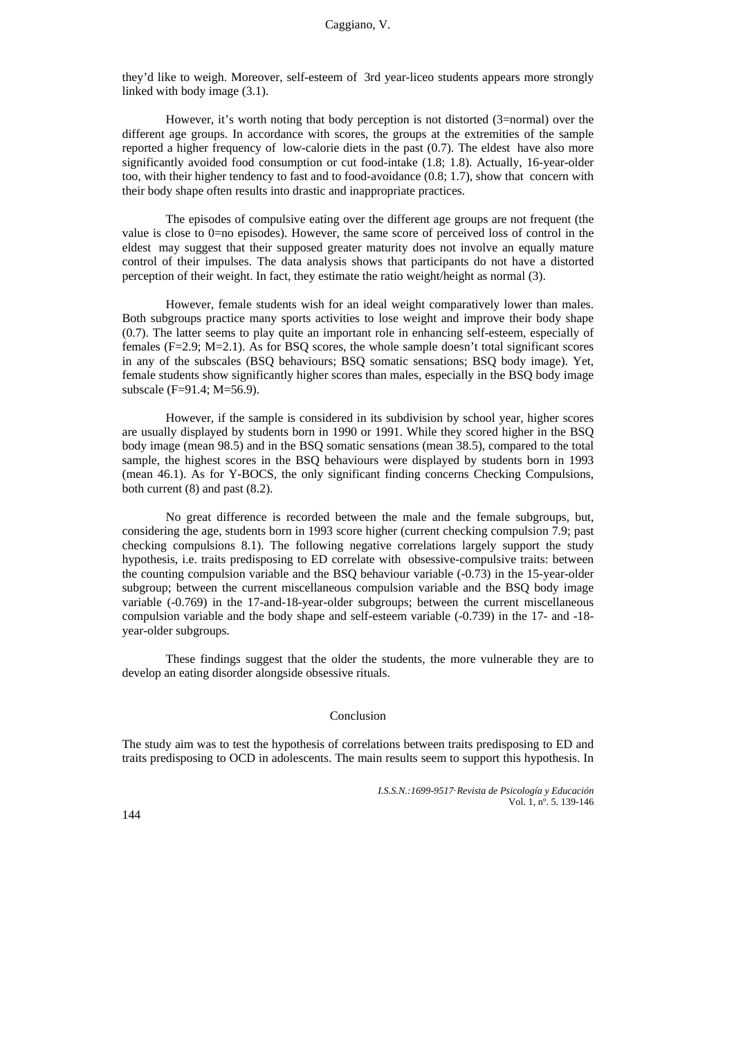they'd like to weigh. Moreover, self-esteem of 3rd year-liceo students appears more strongly linked with body image (3.1).

However, it's worth noting that body perception is not distorted (3=normal) over the different age groups. In accordance with scores, the groups at the extremities of the sample reported a higher frequency of low-calorie diets in the past (0.7). The eldest have also more significantly avoided food consumption or cut food-intake (1.8; 1.8). Actually, 16-year-older too, with their higher tendency to fast and to food-avoidance (0.8; 1.7), show that concern with their body shape often results into drastic and inappropriate practices.

The episodes of compulsive eating over the different age groups are not frequent (the value is close to 0=no episodes). However, the same score of perceived loss of control in the eldest may suggest that their supposed greater maturity does not involve an equally mature control of their impulses. The data analysis shows that participants do not have a distorted perception of their weight. In fact, they estimate the ratio weight/height as normal (3).

However, female students wish for an ideal weight comparatively lower than males. Both subgroups practice many sports activities to lose weight and improve their body shape (0.7). The latter seems to play quite an important role in enhancing self-esteem, especially of females (F=2.9; M=2.1). As for BSQ scores, the whole sample doesn't total significant scores in any of the subscales (BSQ behaviours; BSQ somatic sensations; BSQ body image). Yet, female students show significantly higher scores than males, especially in the BSQ body image subscale (F=91.4; M=56.9).

However, if the sample is considered in its subdivision by school year, higher scores are usually displayed by students born in 1990 or 1991. While they scored higher in the BSQ body image (mean 98.5) and in the BSQ somatic sensations (mean 38.5), compared to the total sample, the highest scores in the BSQ behaviours were displayed by students born in 1993 (mean 46.1). As for Y-BOCS, the only significant finding concerns Checking Compulsions, both current (8) and past (8.2).

No great difference is recorded between the male and the female subgroups, but, considering the age, students born in 1993 score higher (current checking compulsion 7.9; past checking compulsions 8.1). The following negative correlations largely support the study hypothesis, i.e. traits predisposing to ED correlate with obsessive-compulsive traits: between the counting compulsion variable and the BSQ behaviour variable (-0.73) in the 15-year-older subgroup; between the current miscellaneous compulsion variable and the BSQ body image variable (-0.769) in the 17-and-18-year-older subgroups; between the current miscellaneous compulsion variable and the body shape and self-esteem variable (-0.739) in the 17- and -18-year-older subgroups.

These findings suggest that the older the students, the more vulnerable they are to develop an eating disorder alongside obsessive rituals.

## Conclusion

The study aim was to test the hypothesis of correlations between traits predisposing to ED and traits predisposing to OCD in adolescents. The main results seem to support this hypothesis. In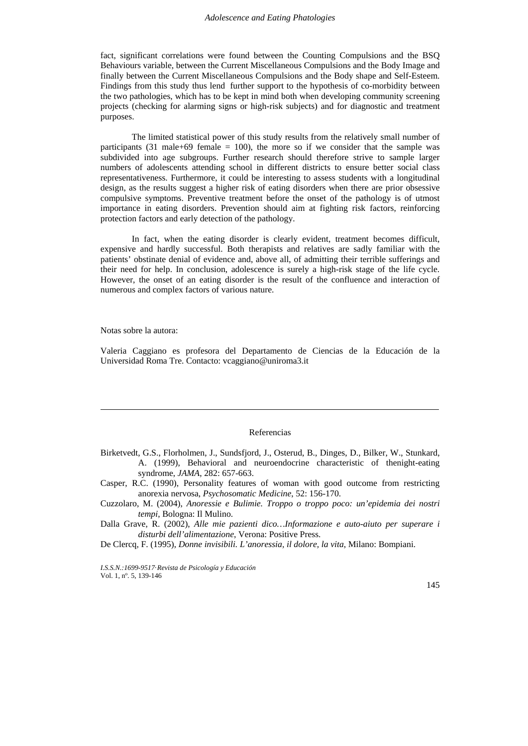fact, significant correlations were found between the Counting Compulsions and the BSQ Behaviours variable, between the Current Miscellaneous Compulsions and the Body Image and finally between the Current Miscellaneous Compulsions and the Body shape and Self-Esteem. Findings from this study thus lend further support to the hypothesis of co-morbidity between the two pathologies, which has to be kept in mind both when developing community screening projects (checking for alarming signs or high-risk subjects) and for diagnostic and treatment purposes.

The limited statistical power of this study results from the relatively small number of participants (31 male+69 female = 100), the more so if we consider that the sample was subdivided into age subgroups. Further research should therefore strive to sample larger numbers of adolescents attending school in different districts to ensure better social class representativeness. Furthermore, it could be interesting to assess students with a longitudinal design, as the results suggest a higher risk of eating disorders when there are prior obsessive compulsive symptoms. Preventive treatment before the onset of the pathology is of utmost importance in eating disorders. Prevention should aim at fighting risk factors, reinforcing protection factors and early detection of the pathology.

In fact, when the eating disorder is clearly evident, treatment becomes difficult, expensive and hardly successful. Both therapists and relatives are sadly familiar with the patients' obstinate denial of evidence and, above all, of admitting their terrible sufferings and their need for help. In conclusion, adolescence is surely a high-risk stage of the life cycle. However, the onset of an eating disorder is the result of the confluence and interaction of numerous and complex factors of various nature.

Notas sobre la autora:

Valeria Caggiano es profesora del Departamento de Ciencias de la Educación de la Universidad Roma Tre. Contacto: vcaggiano@uniroma3.it

---

## Referencias

Birketvedt, G.S., Florholmen, J., Sundsfjord, J., Osterud, B., Dinges, D., Bilker, W., Stunkard, A. (1999), Behavioral and neuroendocrine characteristic of thenight-eating syndrome, *JAMA*, 282: 657-663.

Casper, R.C. (1990), Personality features of woman with good outcome from restricting anorexia nervosa, *Psychosomatic Medicine*, 52: 156-170.

Cuzzolaro, M. (2004), *Anoressie e Bulimie. Troppo o troppo poco: un'epidemia dei nostri tempi*, Bologna: Il Mulino.

Dalla Grave, R. (2002), *Alle mie pazienti dico…Informazione e auto-aiuto per superare i disturbi dell'alimentazione*, Verona: Positive Press.

De Clercq, F. (1995), *Donne invisibili. L'anoressia, il dolore, la vita*, Milano: Bompiani.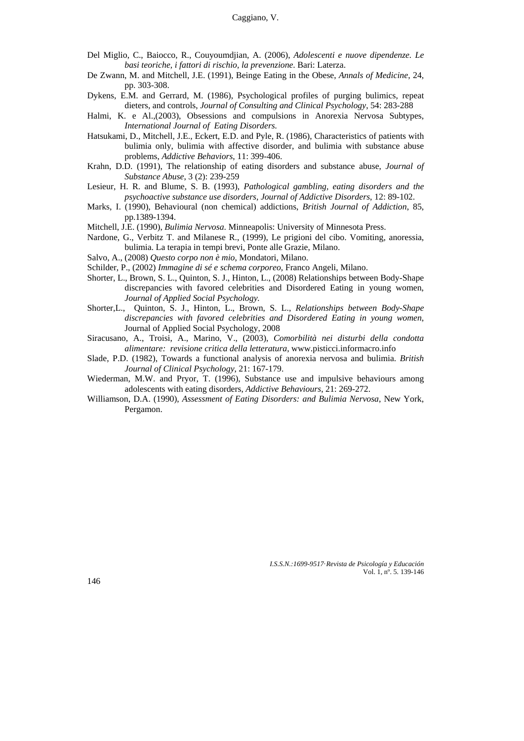Del Miglio, C., Baiocco, R., Couyoumdjian, A. (2006), *Adolescenti e nuove dipendenze. Le basi teoriche, i fattori di rischio, la prevenzione*. Bari: Laterza.

De Zwann, M. and Mitchell, J.E. (1991), Beinge Eating in the Obese, *Annals of Medicine*, 24, pp. 303-308.

Dykens, E.M. and Gerrard, M. (1986), Psychological profiles of purging bulimics, repeat dieters, and controls, *Journal of Consulting and Clinical Psychology*, 54: 283-288

Halmi, K. e Al.,(2003), Obsessions and compulsions in Anorexia Nervosa Subtypes, *International Journal of Eating Disorders.*

Hatsukami, D., Mitchell, J.E., Eckert, E.D. and Pyle, R. (1986), Characteristics of patients with bulimia only, bulimia with affective disorder, and bulimia with substance abuse problems, *Addictive Behaviors*, 11: 399-406.

Krahn, D.D. (1991), The relationship of eating disorders and substance abuse, *Journal of Substance Abuse*, 3 (2): 239-259

Lesieur, H. R. and Blume, S. B. (1993), *Pathological gambling, eating disorders and the psychoactive substance use disorders, Journal of Addictive Disorders*, 12: 89-102.

Marks, I. (1990), Behavioural (non chemical) addictions, *British Journal of Addiction*, 85, pp.1389-1394.

Mitchell, J.E. (1990), *Bulimia Nervosa*. Minneapolis: University of Minnesota Press.

Nardone, G., Verbitz T. and Milanese R., (1999), Le prigioni del cibo. Vomiting, anoressia, bulimia. La terapia in tempi brevi, Ponte alle Grazie, Milano.

Salvo, A., (2008) *Questo corpo non è mio*, Mondatori, Milano.

Schilder, P., (2002) *Immagine di sé e schema corporeo*, Franco Angeli, Milano.

Shorter, L., Brown, S. L., Quinton, S. J., Hinton, L., (2008) Relationships between Body-Shape discrepancies with favored celebrities and Disordered Eating in young women, *Journal of Applied Social Psychology.*

Shorter,L., Quinton, S. J., Hinton, L., Brown, S. L., *Relationships between Body-Shape discrepancies with favored celebrities and Disordered Eating in young women*, Journal of Applied Social Psychology, 2008

Siracusano, A., Troisi, A., Marino, V., (2003), *Comorbilità nei disturbi della condotta alimentare: revisione critica della letteratura*, www.pisticci.informacro.info

Slade, P.D. (1982), Towards a functional analysis of anorexia nervosa and bulimia. *British Journal of Clinical Psychology*, 21: 167-179.

Wiederman, M.W. and Pryor, T. (1996), Substance use and impulsive behaviours among adolescents with eating disorders, *Addictive Behaviours*, 21: 269-272.

Williamson, D.A. (1990), *Assessment of Eating Disorders: and Bulimia Nervosa*, New York, Pergamon.